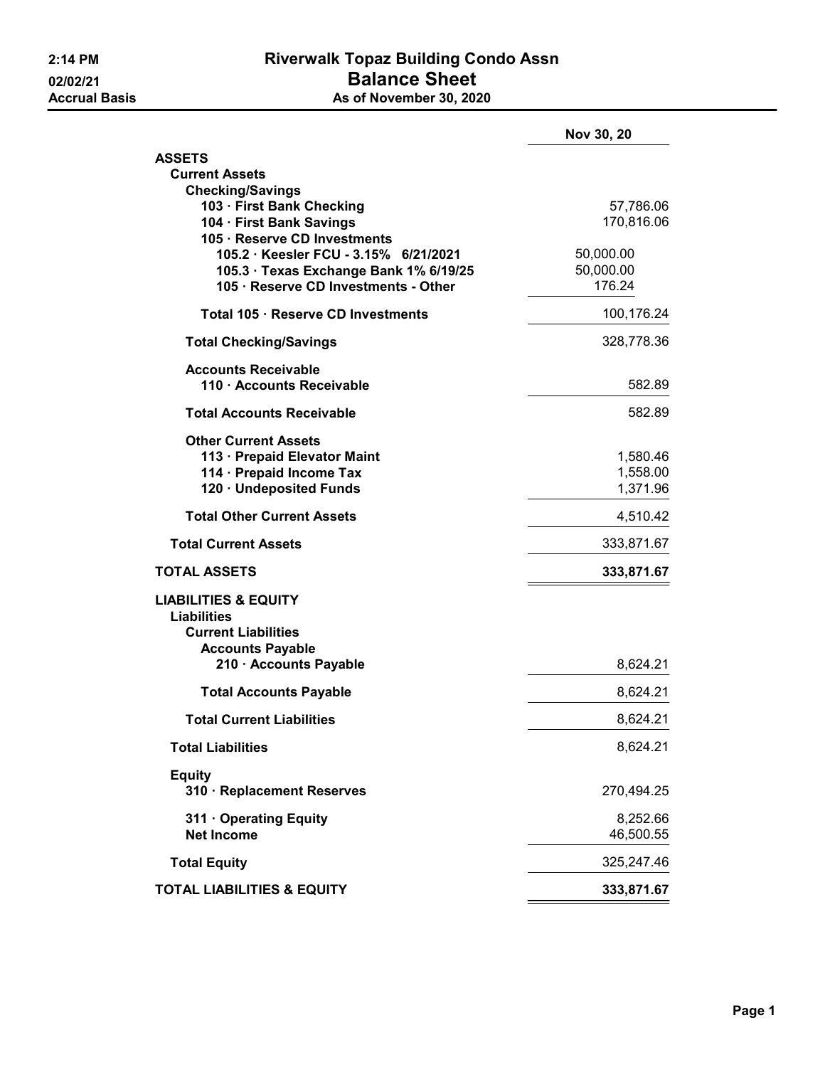# Riverwalk Topaz Building Condo Assn
## Balance Sheet
### As of November 30, 2020

2:14 PM
02/02/21
Accrual Basis

| | Nov 30, 20 |
|---|---|
| **ASSETS** | |
| **Current Assets** | |
| **Checking/Savings** | |
| **103 · First Bank Checking** | 57,786.06 |
| **104 · First Bank Savings** | 170,816.06 |
| **105 · Reserve CD Investments** | |
| **105.2 · Keesler FCU - 3.15% 6/21/2021** | 50,000.00 |
| **105.3 · Texas Exchange Bank 1% 6/19/25** | 50,000.00 |
| **105 · Reserve CD Investments - Other** | 176.24 |
| **Total 105 · Reserve CD Investments** | 100,176.24 |
| **Total Checking/Savings** | 328,778.36 |
| **Accounts Receivable** | |
| **110 · Accounts Receivable** | 582.89 |
| **Total Accounts Receivable** | 582.89 |
| **Other Current Assets** | |
| **113 · Prepaid Elevator Maint** | 1,580.46 |
| **114 · Prepaid Income Tax** | 1,558.00 |
| **120 · Undeposited Funds** | 1,371.96 |
| **Total Other Current Assets** | 4,510.42 |
| **Total Current Assets** | 333,871.67 |
| **TOTAL ASSETS** | **333,871.67** |
| **LIABILITIES & EQUITY** | |
| **Liabilities** | |
| **Current Liabilities** | |
| **Accounts Payable** | |
| **210 · Accounts Payable** | 8,624.21 |
| **Total Accounts Payable** | 8,624.21 |
| **Total Current Liabilities** | 8,624.21 |
| **Total Liabilities** | 8,624.21 |
| **Equity** | |
| **310 · Replacement Reserves** | 270,494.25 |
| **311 · Operating Equity** | 8,252.66 |
| **Net Income** | 46,500.55 |
| **Total Equity** | 325,247.46 |
| **TOTAL LIABILITIES & EQUITY** | **333,871.67** |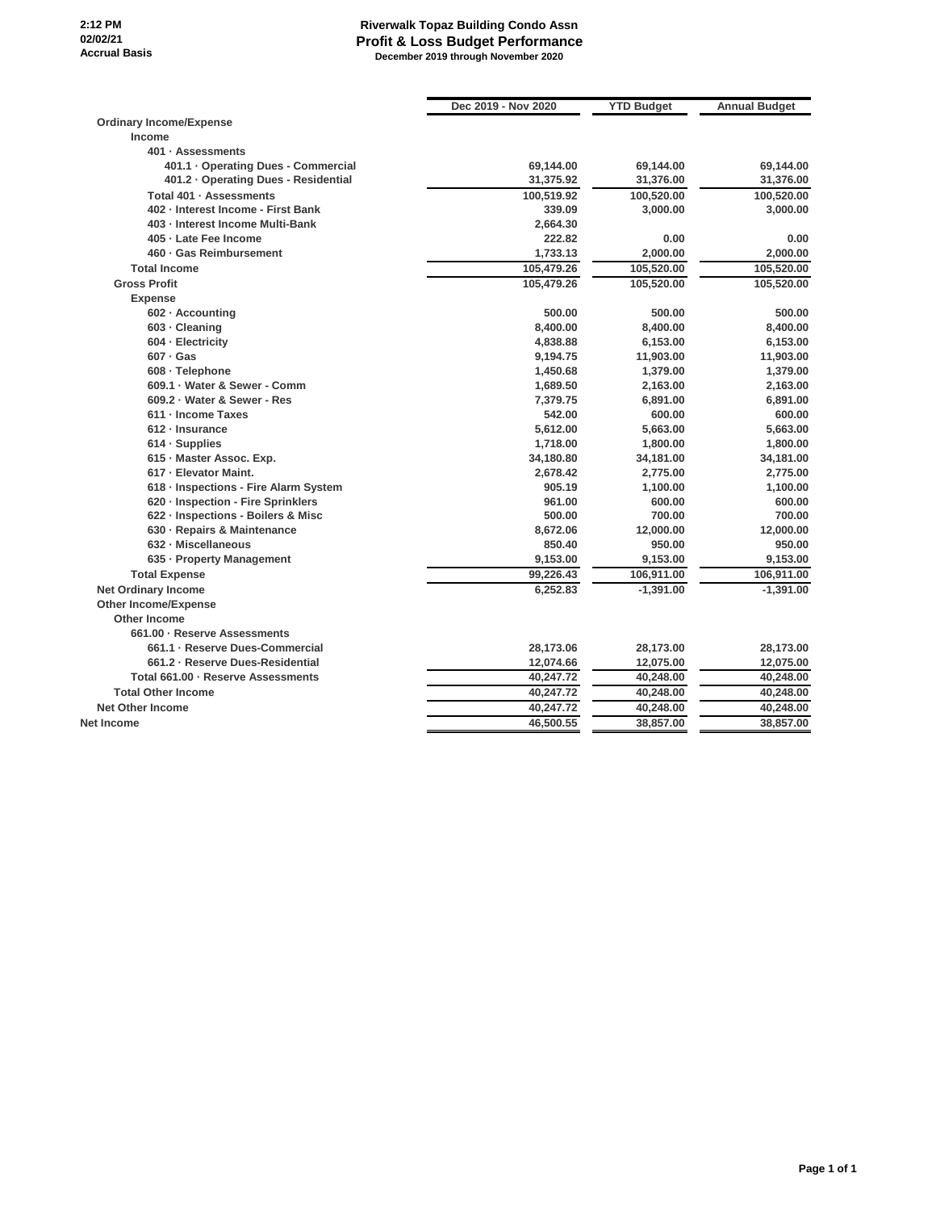2:12 PM
02/02/21
Accrual Basis

# Riverwalk Topaz Building Condo Assn
## Profit & Loss Budget Performance
December 2019 through November 2020

| | Dec 2019 - Nov 2020 | YTD Budget | Annual Budget |
|---|---|---|---|
| Ordinary Income/Expense | | | |
| Income | | | |
| 401 · Assessments | | | |
| 401.1 · Operating Dues - Commercial | 69,144.00 | 69,144.00 | 69,144.00 |
| 401.2 · Operating Dues - Residential | 31,375.92 | 31,376.00 | 31,376.00 |
| Total 401 · Assessments | 100,519.92 | 100,520.00 | 100,520.00 |
| 402 · Interest Income - First Bank | 339.09 | 3,000.00 | 3,000.00 |
| 403 · Interest Income Multi-Bank | 2,664.30 | | |
| 405 · Late Fee Income | 222.82 | 0.00 | 0.00 |
| 460 · Gas Reimbursement | 1,733.13 | 2,000.00 | 2,000.00 |
| Total Income | 105,479.26 | 105,520.00 | 105,520.00 |
| Gross Profit | 105,479.26 | 105,520.00 | 105,520.00 |
| Expense | | | |
| 602 · Accounting | 500.00 | 500.00 | 500.00 |
| 603 · Cleaning | 8,400.00 | 8,400.00 | 8,400.00 |
| 604 · Electricity | 4,838.88 | 6,153.00 | 6,153.00 |
| 607 · Gas | 9,194.75 | 11,903.00 | 11,903.00 |
| 608 · Telephone | 1,450.68 | 1,379.00 | 1,379.00 |
| 609.1 · Water & Sewer - Comm | 1,689.50 | 2,163.00 | 2,163.00 |
| 609.2 · Water & Sewer - Res | 7,379.75 | 6,891.00 | 6,891.00 |
| 611 · Income Taxes | 542.00 | 600.00 | 600.00 |
| 612 · Insurance | 5,612.00 | 5,663.00 | 5,663.00 |
| 614 · Supplies | 1,718.00 | 1,800.00 | 1,800.00 |
| 615 · Master Assoc. Exp. | 34,180.80 | 34,181.00 | 34,181.00 |
| 617 · Elevator Maint. | 2,678.42 | 2,775.00 | 2,775.00 |
| 618 · Inspections - Fire Alarm System | 905.19 | 1,100.00 | 1,100.00 |
| 620 · Inspection - Fire Sprinklers | 961.00 | 600.00 | 600.00 |
| 622 · Inspections - Boilers & Misc | 500.00 | 700.00 | 700.00 |
| 630 · Repairs & Maintenance | 8,672.06 | 12,000.00 | 12,000.00 |
| 632 · Miscellaneous | 850.40 | 950.00 | 950.00 |
| 635 · Property Management | 9,153.00 | 9,153.00 | 9,153.00 |
| Total Expense | 99,226.43 | 106,911.00 | 106,911.00 |
| Net Ordinary Income | 6,252.83 | -1,391.00 | -1,391.00 |
| Other Income/Expense | | | |
| Other Income | | | |
| 661.00 · Reserve Assessments | | | |
| 661.1 · Reserve Dues-Commercial | 28,173.06 | 28,173.00 | 28,173.00 |
| 661.2 · Reserve Dues-Residential | 12,074.66 | 12,075.00 | 12,075.00 |
| Total 661.00 · Reserve Assessments | 40,247.72 | 40,248.00 | 40,248.00 |
| Total Other Income | 40,247.72 | 40,248.00 | 40,248.00 |
| Net Other Income | 40,247.72 | 40,248.00 | 40,248.00 |
| Net Income | 46,500.55 | 38,857.00 | 38,857.00 |